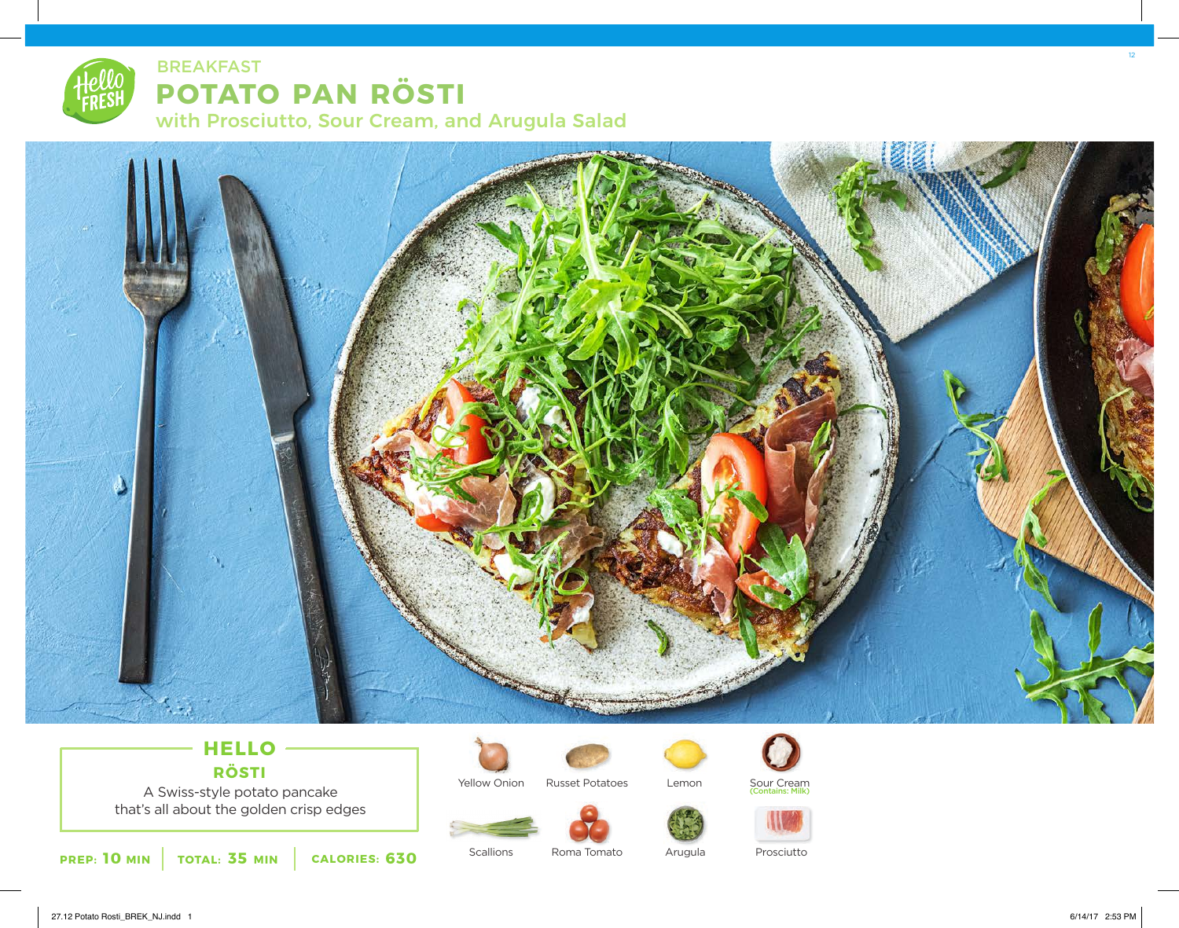BREAKFAST

# POTATO PAN RÖSTI

## with Prosciutto, Sour Cream, and Arugula Salad

### HELLO RÖSTI

A Swiss-style potato pancake that's all about the golden crisp edges

**PREP:** 10 MIN | **TOTAL:** 35 MIN | **CALORIES:** 630

Yellow Onion

Russet Potatoes

Lemon

Sour Cream (Contains: Milk)

Scallions

Roma Tomato

Arugula

Prosciutto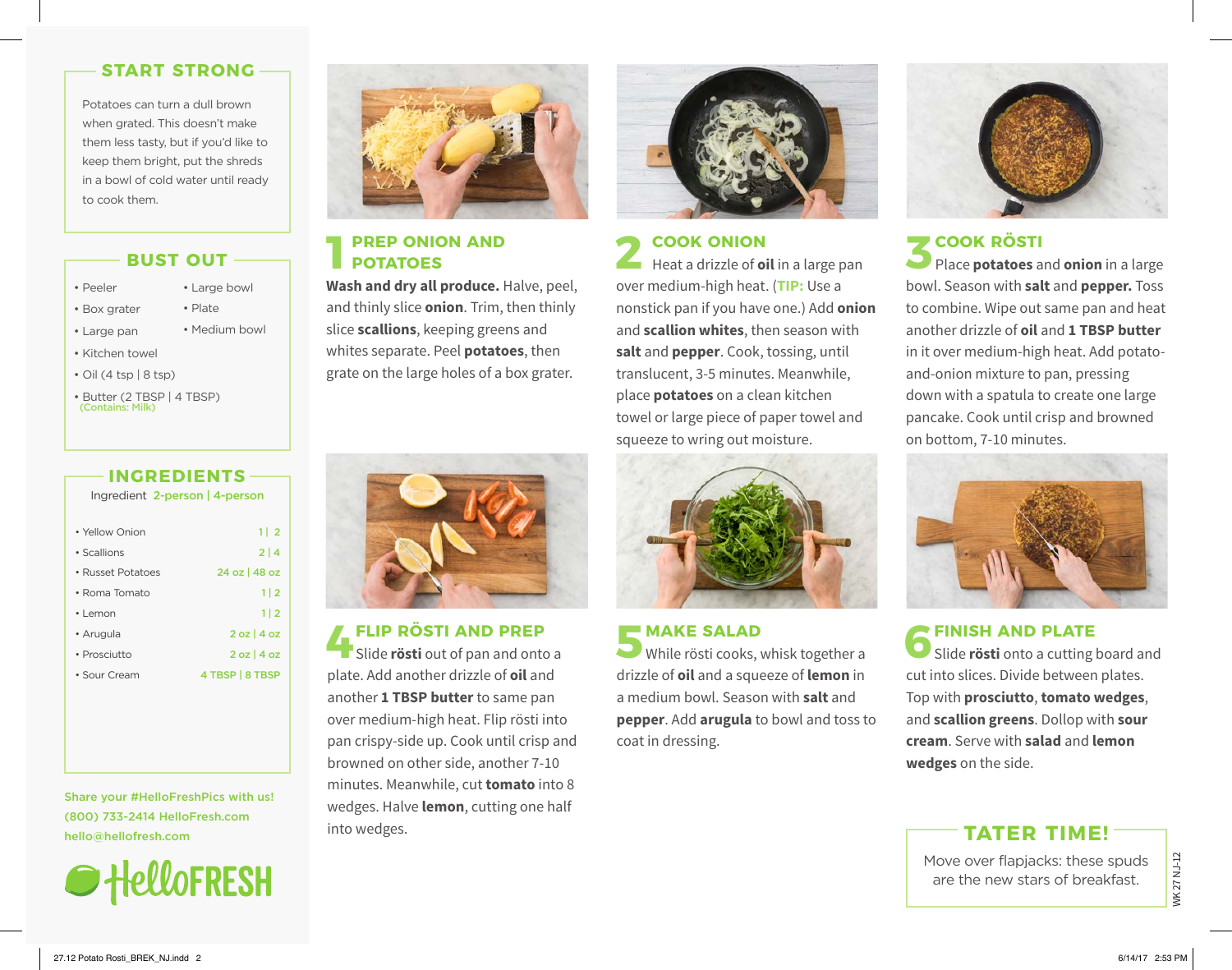## START STRONG

Potatoes can turn a dull brown when grated. This doesn't make them less tasty, but if you'd like to keep them bright, put the shreds in a bowl of cold water until ready to cook them.

## BUST OUT

- Peeler
- Box grater
- Large pan
- Kitchen towel
- Oil (4 tsp | 8 tsp)
- Butter (2 TBSP | 4 TBSP) (Contains: Milk)
- Large bowl
- Plate
- Medium bowl

## INGREDIENTS

| Ingredient | 2-person \| 4-person |
|---|---|
| Yellow Onion | 1 \| 2 |
| Scallions | 2 \| 4 |
| Russet Potatoes | 24 oz \| 48 oz |
| Roma Tomato | 1 \| 2 |
| Lemon | 1 \| 2 |
| Arugula | 2 oz \| 4 oz |
| Prosciutto | 2 oz \| 4 oz |
| Sour Cream | 4 TBSP \| 8 TBSP |

Share your #HelloFreshPics with us!
(800) 733-2414 HelloFresh.com
hello@hellofresh.com

HelloFRESH

## 1 PREP ONION AND POTATOES

**Wash and dry all produce.** Halve, peel, and thinly slice **onion**. Trim, then thinly slice **scallions**, keeping greens and whites separate. Peel **potatoes**, then grate on the large holes of a box grater.

## 2 COOK ONION

Heat a drizzle of **oil** in a large pan over medium-high heat. (**TIP:** Use a nonstick pan if you have one.) Add **onion** and **scallion whites**, then season with **salt** and **pepper**. Cook, tossing, until translucent, 3-5 minutes. Meanwhile, place **potatoes** on a clean kitchen towel or large piece of paper towel and squeeze to wring out moisture.

## 3 COOK RÖSTI

Place **potatoes** and **onion** in a large bowl. Season with **salt** and **pepper.** Toss to combine. Wipe out same pan and heat another drizzle of **oil** and **1 TBSP butter** in it over medium-high heat. Add potato-and-onion mixture to pan, pressing down with a spatula to create one large pancake. Cook until crisp and browned on bottom, 7-10 minutes.

## 4 FLIP RÖSTI AND PREP

Slide **rösti** out of pan and onto a plate. Add another drizzle of **oil** and another **1 TBSP butter** to same pan over medium-high heat. Flip rösti into pan crispy-side up. Cook until crisp and browned on other side, another 7-10 minutes. Meanwhile, cut **tomato** into 8 wedges. Halve **lemon**, cutting one half into wedges.

## 5 MAKE SALAD

While rösti cooks, whisk together a drizzle of **oil** and a squeeze of **lemon** in a medium bowl. Season with **salt** and **pepper**. Add **arugula** to bowl and toss to coat in dressing.

## 6 FINISH AND PLATE

Slide **rösti** onto a cutting board and cut into slices. Divide between plates. Top with **prosciutto**, **tomato wedges**, and **scallion greens**. Dollop with **sour cream**. Serve with **salad** and **lemon wedges** on the side.

## TATER TIME!

Move over flapjacks: these spuds are the new stars of breakfast.

WK 27 NJ-12